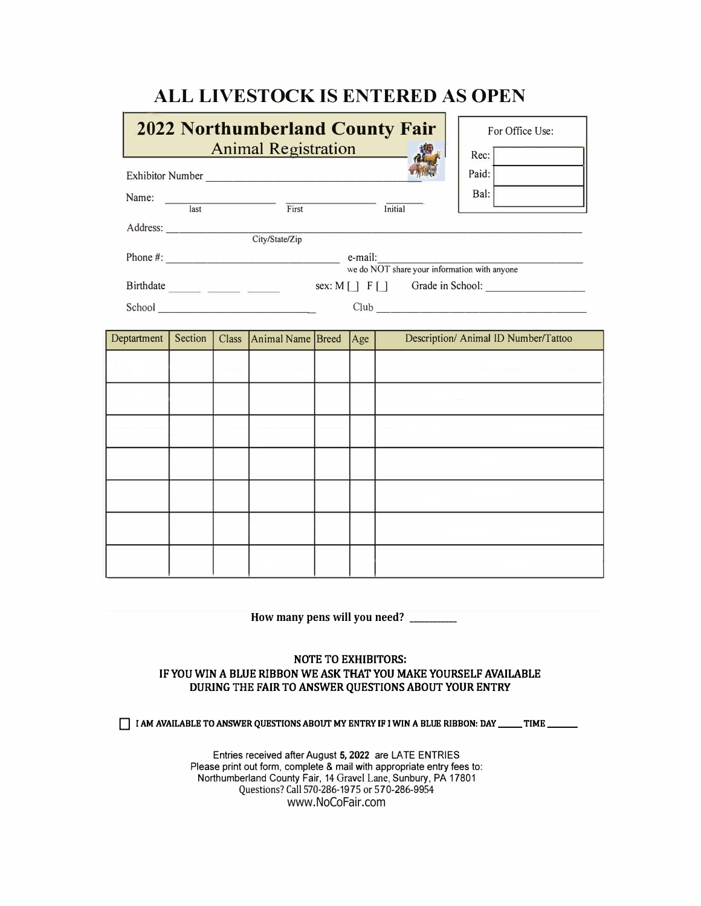# ALL LIVESTOCK IS ENTERED AS OPEN

## 2022 Northumberland County Fair

### Animal Registration

| For Office Use: | |
|---|---|
| Rec: | |
| Paid: | |
| Bal: | |

Exhibitor Number ________________________________

Name: ____________________ ____________________ ________
last First Initial

Address: ______________________________________________________________
City/State/Zip

Phone #: ______________________________ e-mail: ______________________________
we do NOT share your information with anyone

Birthdate ______ ______ ______ sex: M [ ] F [ ] Grade in School: __________________

School ______________________________ Club ________________________________________

| Deptartment | Section | Class | Animal Name | Breed | Age | Description/ Animal ID Number/Tattoo |
|---|---|---|---|---|---|---|
| | | | | | | |
| | | | | | | |
| | | | | | | |
| | | | | | | |
| | | | | | | |
| | | | | | | |
| | | | | | | |

**How many pens will you need? __________**

**NOTE TO EXHIBITORS:**
**IF YOU WIN A BLUE RIBBON WE ASK THAT YOU MAKE YOURSELF AVAILABLE DURING THE FAIR TO ANSWER QUESTIONS ABOUT YOUR ENTRY**

☐ **I AM AVAILABLE TO ANSWER QUESTIONS ABOUT MY ENTRY IF I WIN A BLUE RIBBON: DAY _____ TIME ______**

Entries received after August **5, 2022** are LATE ENTRIES
Please print out form, complete & mail with appropriate entry fees to:
Northumberland County Fair, 14 Gravel Lane, Sunbury, PA 17801
Questions? Call 570-286-1975 or 570-286-9954
www.NoCoFair.com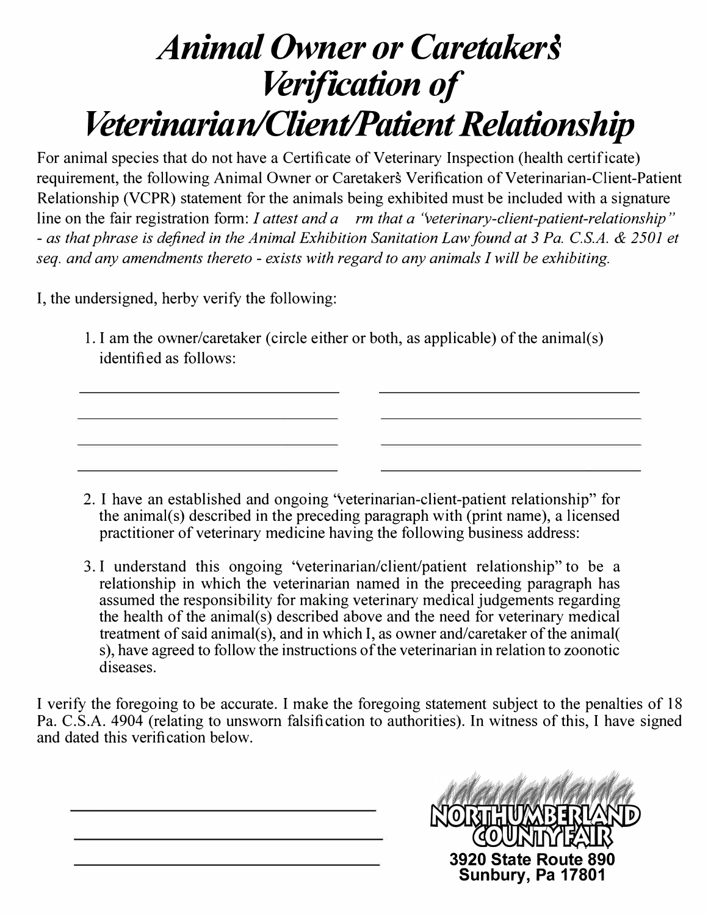# *Animal Owner or Caretaker's Verification of Veterinarian/Client/Patient Relationship*

For animal species that do not have a Certificate of Veterinary Inspection (health certificate) requirement, the following Animal Owner or Caretaker's Verification of Veterinarian-Client-Patient Relationship (VCPR) statement for the animals being exhibited must be included with a signature line on the fair registration form: *I attest and a rm that a "veterinary-client-patient-relationship" - as that phrase is defined in the Animal Exhibition Sanitation Law found at 3 Pa. C.S.A. & 2501 et seq. and any amendments thereto - exists with regard to any animals I will be exhibiting.*

I, the undersigned, herby verify the following:

1. I am the owner/caretaker (circle either or both, as applicable) of the animal(s) identified as follows:

   \_\_\_\_\_\_\_\_\_\_\_\_\_\_\_\_\_\_\_\_\_\_\_\_\_\_\_\_\_\_ \_\_\_\_\_\_\_\_\_\_\_\_\_\_\_\_\_\_\_\_\_\_\_\_\_\_\_\_\_\_

   \_\_\_\_\_\_\_\_\_\_\_\_\_\_\_\_\_\_\_\_\_\_\_\_\_\_\_\_\_\_ \_\_\_\_\_\_\_\_\_\_\_\_\_\_\_\_\_\_\_\_\_\_\_\_\_\_\_\_\_\_

   \_\_\_\_\_\_\_\_\_\_\_\_\_\_\_\_\_\_\_\_\_\_\_\_\_\_\_\_\_\_ \_\_\_\_\_\_\_\_\_\_\_\_\_\_\_\_\_\_\_\_\_\_\_\_\_\_\_\_\_\_

   \_\_\_\_\_\_\_\_\_\_\_\_\_\_\_\_\_\_\_\_\_\_\_\_\_\_\_\_\_\_ \_\_\_\_\_\_\_\_\_\_\_\_\_\_\_\_\_\_\_\_\_\_\_\_\_\_\_\_\_\_

2. I have an established and ongoing "veterinarian-client-patient relationship" for the animal(s) described in the preceding paragraph with (print name), a licensed practitioner of veterinary medicine having the following business address:

3. I understand this ongoing "veterinarian/client/patient relationship" to be a relationship in which the veterinarian named in the preceeding paragraph has assumed the responsibility for making veterinary medical judgements regarding the health of the animal(s) described above and the need for veterinary medical treatment of said animal(s), and in which I, as owner and/caretaker of the animal(s), have agreed to follow the instructions of the veterinarian in relation to zoonotic diseases.

I verify the foregoing to be accurate. I make the foregoing statement subject to the penalties of 18 Pa. C.S.A. 4904 (relating to unsworn falsification to authorities). In witness of this, I have signed and dated this verification below.

\_\_\_\_\_\_\_\_\_\_\_\_\_\_\_\_\_\_\_\_\_\_\_\_\_\_\_\_\_\_

\_\_\_\_\_\_\_\_\_\_\_\_\_\_\_\_\_\_\_\_\_\_\_\_\_\_\_\_\_\_

\_\_\_\_\_\_\_\_\_\_\_\_\_\_\_\_\_\_\_\_\_\_\_\_\_\_\_\_\_\_

NORTHUMBERLAND COUNTY FAIR

**3920 State Route 890**
**Sunbury, Pa 17801**